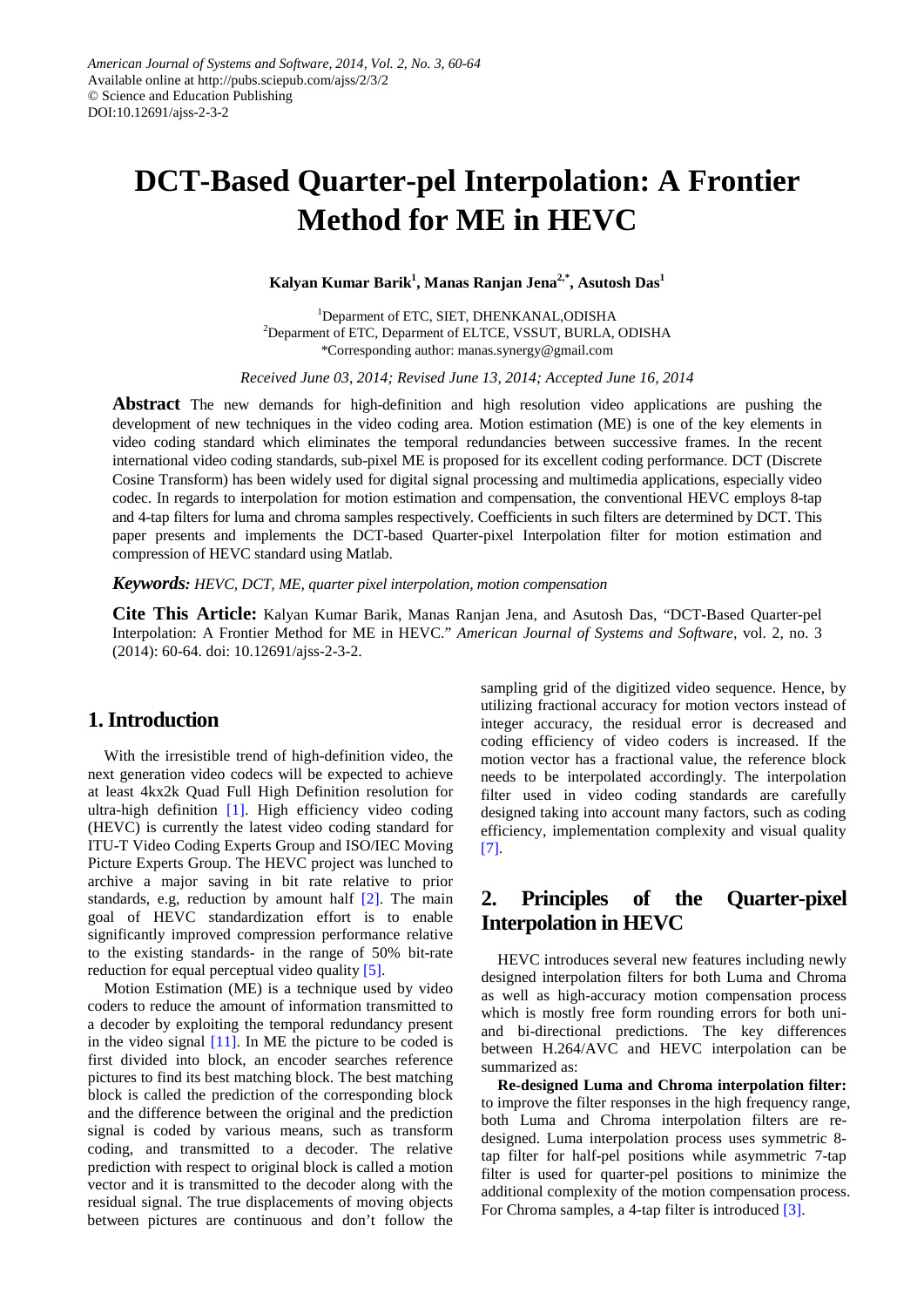American Journal of Systems and Software, 2014, Vol. 2, No. 3, 60-64
Available online at http://pubs.sciepub.com/ajss/2/3/2
© Science and Education Publishing
DOI:10.12691/ajss-2-3-2

# DCT-Based Quarter-pel Interpolation: A Frontier Method for ME in HEVC

**Kalyan Kumar Barik[1], Manas Ranjan Jena[2,*], Asutosh Das[1]**

[1]Deparment of ETC, SIET, DHENKANAL,ODISHA
[2]Deparment of ETC, Deparment of ELTCE, VSSUT, BURLA, ODISHA
*Corresponding author: manas.synergy@gmail.com

*Received June 03, 2014; Revised June 13, 2014; Accepted June 16, 2014*

**Abstract** The new demands for high-definition and high resolution video applications are pushing the development of new techniques in the video coding area. Motion estimation (ME) is one of the key elements in video coding standard which eliminates the temporal redundancies between successive frames. In the recent international video coding standards, sub-pixel ME is proposed for its excellent coding performance. DCT (Discrete Cosine Transform) has been widely used for digital signal processing and multimedia applications, especially video codec. In regards to interpolation for motion estimation and compensation, the conventional HEVC employs 8-tap and 4-tap filters for luma and chroma samples respectively. Coefficients in such filters are determined by DCT. This paper presents and implements the DCT-based Quarter-pixel Interpolation filter for motion estimation and compression of HEVC standard using Matlab.

***Keywords:*** *HEVC, DCT, ME, quarter pixel interpolation, motion compensation*

**Cite This Article:** Kalyan Kumar Barik, Manas Ranjan Jena, and Asutosh Das, "DCT-Based Quarter-pel Interpolation: A Frontier Method for ME in HEVC." *American Journal of Systems and Software*, vol. 2, no. 3 (2014): 60-64. doi: 10.12691/ajss-2-3-2.

## 1. Introduction

With the irresistible trend of high-definition video, the next generation video codecs will be expected to achieve at least 4kx2k Quad Full High Definition resolution for ultra-high definition [1]. High efficiency video coding (HEVC) is currently the latest video coding standard for ITU-T Video Coding Experts Group and ISO/IEC Moving Picture Experts Group. The HEVC project was lunched to archive a major saving in bit rate relative to prior standards, e.g, reduction by amount half [2]. The main goal of HEVC standardization effort is to enable significantly improved compression performance relative to the existing standards- in the range of 50% bit-rate reduction for equal perceptual video quality [5].

Motion Estimation (ME) is a technique used by video coders to reduce the amount of information transmitted to a decoder by exploiting the temporal redundancy present in the video signal [11]. In ME the picture to be coded is first divided into block, an encoder searches reference pictures to find its best matching block. The best matching block is called the prediction of the corresponding block and the difference between the original and the prediction signal is coded by various means, such as transform coding, and transmitted to a decoder. The relative prediction with respect to original block is called a motion vector and it is transmitted to the decoder along with the residual signal. The true displacements of moving objects between pictures are continuous and don't follow the sampling grid of the digitized video sequence. Hence, by utilizing fractional accuracy for motion vectors instead of integer accuracy, the residual error is decreased and coding efficiency of video coders is increased. If the motion vector has a fractional value, the reference block needs to be interpolated accordingly. The interpolation filter used in video coding standards are carefully designed taking into account many factors, such as coding efficiency, implementation complexity and visual quality [7].

## 2. Principles of the Quarter-pixel Interpolation in HEVC

HEVC introduces several new features including newly designed interpolation filters for both Luma and Chroma as well as high-accuracy motion compensation process which is mostly free form rounding errors for both uni- and bi-directional predictions. The key differences between H.264/AVC and HEVC interpolation can be summarized as:

**Re-designed Luma and Chroma interpolation filter:** to improve the filter responses in the high frequency range, both Luma and Chroma interpolation filters are re-designed. Luma interpolation process uses symmetric 8-tap filter for half-pel positions while asymmetric 7-tap filter is used for quarter-pel positions to minimize the additional complexity of the motion compensation process. For Chroma samples, a 4-tap filter is introduced [3].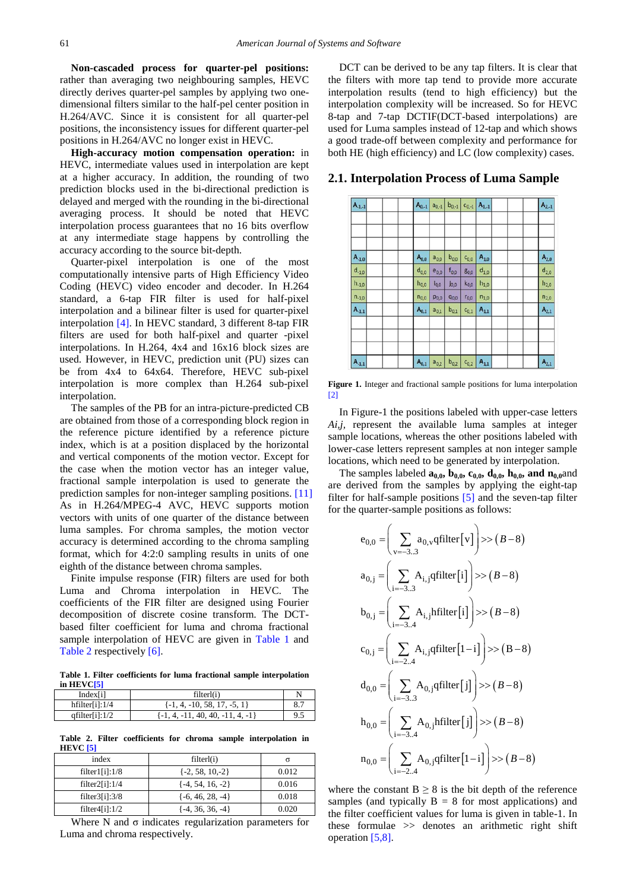**Non-cascaded process for quarter-pel positions:** rather than averaging two neighbouring samples, HEVC directly derives quarter-pel samples by applying two one-dimensional filters similar to the half-pel center position in H.264/AVC. Since it is consistent for all quarter-pel positions, the inconsistency issues for different quarter-pel positions in H.264/AVC no longer exist in HEVC.

**High-accuracy motion compensation operation:** in HEVC, intermediate values used in interpolation are kept at a higher accuracy. In addition, the rounding of two prediction blocks used in the bi-directional prediction is delayed and merged with the rounding in the bi-directional averaging process. It should be noted that HEVC interpolation process guarantees that no 16 bits overflow at any intermediate stage happens by controlling the accuracy according to the source bit-depth.

Quarter-pixel interpolation is one of the most computationally intensive parts of High Efficiency Video Coding (HEVC) video encoder and decoder. In H.264 standard, a 6-tap FIR filter is used for half-pixel interpolation and a bilinear filter is used for quarter-pixel interpolation [4]. In HEVC standard, 3 different 8-tap FIR filters are used for both half-pixel and quarter -pixel interpolations. In H.264, 4x4 and 16x16 block sizes are used. However, in HEVC, prediction unit (PU) sizes can be from 4x4 to 64x64. Therefore, HEVC sub-pixel interpolation is more complex than H.264 sub-pixel interpolation.

The samples of the PB for an intra-picture-predicted CB are obtained from those of a corresponding block region in the reference picture identified by a reference picture index, which is at a position displaced by the horizontal and vertical components of the motion vector. Except for the case when the motion vector has an integer value, fractional sample interpolation is used to generate the prediction samples for non-integer sampling positions. [11] As in H.264/MPEG-4 AVC, HEVC supports motion vectors with units of one quarter of the distance between luma samples. For chroma samples, the motion vector accuracy is determined according to the chroma sampling format, which for 4:2:0 sampling results in units of one eighth of the distance between chroma samples.

Finite impulse response (FIR) filters are used for both Luma and Chroma interpolation in HEVC. The coefficients of the FIR filter are designed using Fourier decomposition of discrete cosine transform. The DCT-based filter coefficient for luma and chroma fractional sample interpolation of HEVC are given in Table 1 and Table 2 respectively [6].

**Table 1. Filter coefficients for luma fractional sample interpolation in HEVC[5]**

| Index[i] | filterl(i) | N |
|---|---|---|
| hfilter[i]:1/4 | {-1, 4, -10, 58, 17, -5, 1} | 8.7 |
| qfilter[i]:1/2 | {-1, 4, -11, 40, 40, -11, 4, -1} | 9.5 |

**Table 2. Filter coefficients for chroma sample interpolation in HEVC [5]**

| index | filter(i) | σ |
|---|---|---|
| filter1[i]:1/8 | {-2, 58, 10,-2} | 0.012 |
| filter2[i]:1/4 | {-4, 54, 16, -2} | 0.016 |
| filter3[i]:3/8 | {-6, 46, 28, -4} | 0.018 |
| filter4[i]:1/2 | {-4, 36, 36, -4} | 0.020 |

Where N and σ indicates regularization parameters for Luma and chroma respectively.

DCT can be derived to be any tap filters. It is clear that the filters with more tap tend to provide more accurate interpolation results (tend to high efficiency) but the interpolation complexity will be increased. So for HEVC 8-tap and 7-tap DCTIF(DCT-based interpolations) are used for Luma samples instead of 12-tap and which shows a good trade-off between complexity and performance for both HE (high efficiency) and LC (low complexity) cases.

## 2.1. Interpolation Process of Luma Sample

**Figure 1.** Integer and fractional sample positions for luma interpolation [2]

In Figure-1 the positions labeled with upper-case letters *Ai,j*, represent the available luma samples at integer sample locations, whereas the other positions labeled with lower-case letters represent samples at non integer sample locations, which need to be generated by interpolation.

The samples labeled $\mathbf{a_{0,0}}$, $\mathbf{b_{0,0}}$, $\mathbf{c_{0,0}}$, $\mathbf{d_{0,0}}$, $\mathbf{h_{0,0}}$, **and** $\mathbf{n_{0,0}}$ and are derived from the samples by applying the eight-tap filter for half-sample positions [5] and the seven-tap filter for the quarter-sample positions as follows:

$$e_{0,0} = \left( \sum_{v=-3..3} a_{0,v}\,\text{qfilter}[v] \right) >> (B-8)$$

$$a_{0,j} = \left( \sum_{i=-3..3} A_{i,j}\,\text{qfilter}[i] \right) >> (B-8)$$

$$b_{0,j} = \left( \sum_{i=-3..4} A_{i,j}\,\text{hfilter}[i] \right) >> (B-8)$$

$$c_{0,j} = \left( \sum_{i=-2..4} A_{i,j}\,\text{qfilter}[1-i] \right) >> (B-8)$$

$$d_{0,0} = \left( \sum_{i=-3..3} A_{0,j}\,\text{qfilter}[j] \right) >> (B-8)$$

$$h_{0,0} = \left( \sum_{i=-3..4} A_{0,j}\,\text{hfilter}[j] \right) >> (B-8)$$

$$n_{0,0} = \left( \sum_{i=-2..4} A_{0,j}\,\text{qfilter}[1-i] \right) >> (B-8)$$

where the constant B ≥ 8 is the bit depth of the reference samples (and typically B = 8 for most applications) and the filter coefficient values for luma is given in table-1. In these formulae >> denotes an arithmetic right shift operation [5,8].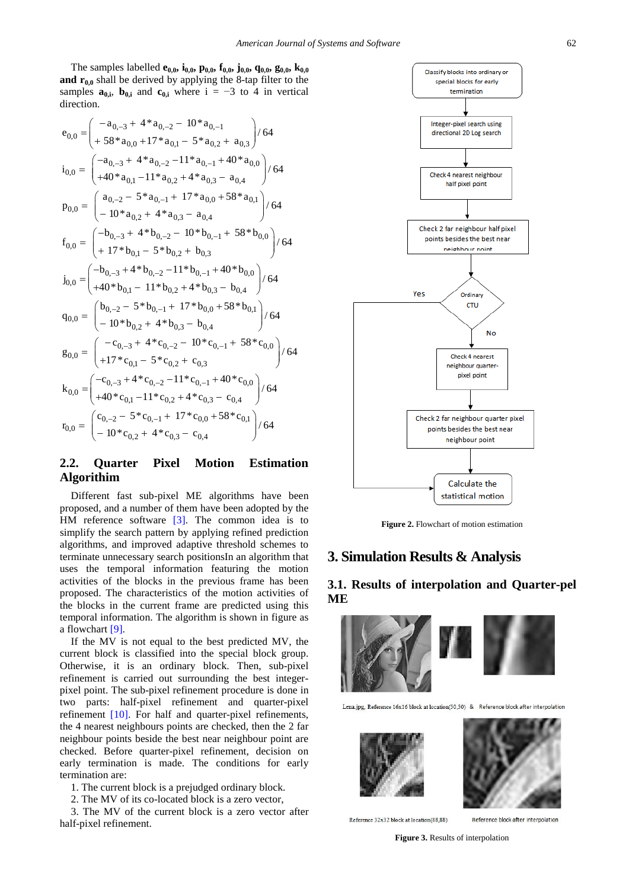The samples labelled $\mathbf{e_{0,0}}$, $\mathbf{i_{0,0}}$, $\mathbf{p_{0,0}}$, $\mathbf{f_{0,0}}$, $\mathbf{j_{0,0}}$, $\mathbf{q_{0,0}}$, $\mathbf{g_{0,0}}$, $\mathbf{k_{0,0}}$ **and** $\mathbf{r_{0,0}}$ shall be derived by applying the 8-tap filter to the samples $\mathbf{a_{0,i}}$, $\mathbf{b_{0,i}}$ and $\mathbf{c_{0,i}}$ where i = −3 to 4 in vertical direction.

$$e_{0,0} = \begin{pmatrix} -a_{0,-3} + 4*a_{0,-2} - 10*a_{0,-1} \\ + 58*a_{0,0} + 17*a_{0,1} - 5*a_{0,2} + a_{0,3} \end{pmatrix} / 64$$

$$i_{0,0} = \begin{pmatrix} -a_{0,-3} + 4*a_{0,-2} - 11*a_{0,-1} + 40*a_{0,0} \\ +40*a_{0,1} - 11*a_{0,2} + 4*a_{0,3} - a_{0,4} \end{pmatrix} / 64$$

$$p_{0,0} = \begin{pmatrix} a_{0,-2} - 5*a_{0,-1} + 17*a_{0,0} + 58*a_{0,1} \\ - 10*a_{0,2} + 4*a_{0,3} - a_{0,4} \end{pmatrix} / 64$$

$$f_{0,0} = \begin{pmatrix} -b_{0,-3} + 4*b_{0,-2} - 10*b_{0,-1} + 58*b_{0,0} \\ + 17*b_{0,1} - 5*b_{0,2} + b_{0,3} \end{pmatrix} / 64$$

$$j_{0,0} = \begin{pmatrix} -b_{0,-3} + 4*b_{0,-2} - 11*b_{0,-1} + 40*b_{0,0} \\ +40*b_{0,1} - 11*b_{0,2} + 4*b_{0,3} - b_{0,4} \end{pmatrix} / 64$$

$$q_{0,0} = \begin{pmatrix} b_{0,-2} - 5*b_{0,-1} + 17*b_{0,0} + 58*b_{0,1} \\ - 10*b_{0,2} + 4*b_{0,3} - b_{0,4} \end{pmatrix} / 64$$

$$g_{0,0} = \begin{pmatrix} -c_{0,-3} + 4*c_{0,-2} - 10*c_{0,-1} + 58*c_{0,0} \\ +17*c_{0,1} - 5*c_{0,2} + c_{0,3} \end{pmatrix} / 64$$

$$k_{0,0} = \begin{pmatrix} -c_{0,-3} + 4*c_{0,-2} - 11*c_{0,-1} + 40*c_{0,0} \\ +40*c_{0,1} - 11*c_{0,2} + 4*c_{0,3} - c_{0,4} \end{pmatrix} / 64$$

$$r_{0,0} = \begin{pmatrix} c_{0,-2} - 5*c_{0,-1} + 17*c_{0,0} + 58*c_{0,1} \\ - 10*c_{0,2} + 4*c_{0,3} - c_{0,4} \end{pmatrix} / 64$$

## 2.2. Quarter Pixel Motion Estimation Algorithim

Different fast sub-pixel ME algorithms have been proposed, and a number of them have been adopted by the HM reference software [3]. The common idea is to simplify the search pattern by applying refined prediction algorithms, and improved adaptive threshold schemes to terminate unnecessary search positionsIn an algorithm that uses the temporal information featuring the motion activities of the blocks in the previous frame has been proposed. The characteristics of the motion activities of the blocks in the current frame are predicted using this temporal information. The algorithm is shown in figure as a flowchart [9].

If the MV is not equal to the best predicted MV, the current block is classified into the special block group. Otherwise, it is an ordinary block. Then, sub-pixel refinement is carried out surrounding the best integer-pixel point. The sub-pixel refinement procedure is done in two parts: half-pixel refinement and quarter-pixel refinement [10]. For half and quarter-pixel refinements, the 4 nearest neighbours points are checked, then the 2 far neighbour points beside the best near neighbour point are checked. Before quarter-pixel refinement, decision on early termination is made. The conditions for early termination are:

1. The current block is a prejudged ordinary block.
2. The MV of its co-located block is a zero vector,
3. The MV of the current block is a zero vector after half-pixel refinement.

Classify blocks into ordinary or special blocks for early termination → Integer-pixel search using directional 2D Log search → Check 4 nearest neighbour half pixel point → Check 2 far neighbour half pixel points besides the best near neighbour point → Ordinary CTU? (Yes → Calculate the statistical motion; No → Check 4 nearest neighbour quarter-pixel point → Check 2 far neighbour quarter pixel points besides the best near neighbour point → Calculate the statistical motion)

**Figure 2.** Flowchart of motion estimation

# 3. Simulation Results & Analysis

## 3.1. Results of interpolation and Quarter-pel ME

Lena.jpg, Reference 16x16 block at location(50,50) & Reference block after interpolation

Reference 32x32 block at location(88,88) Reference block after interpolation

**Figure 3.** Results of interpolation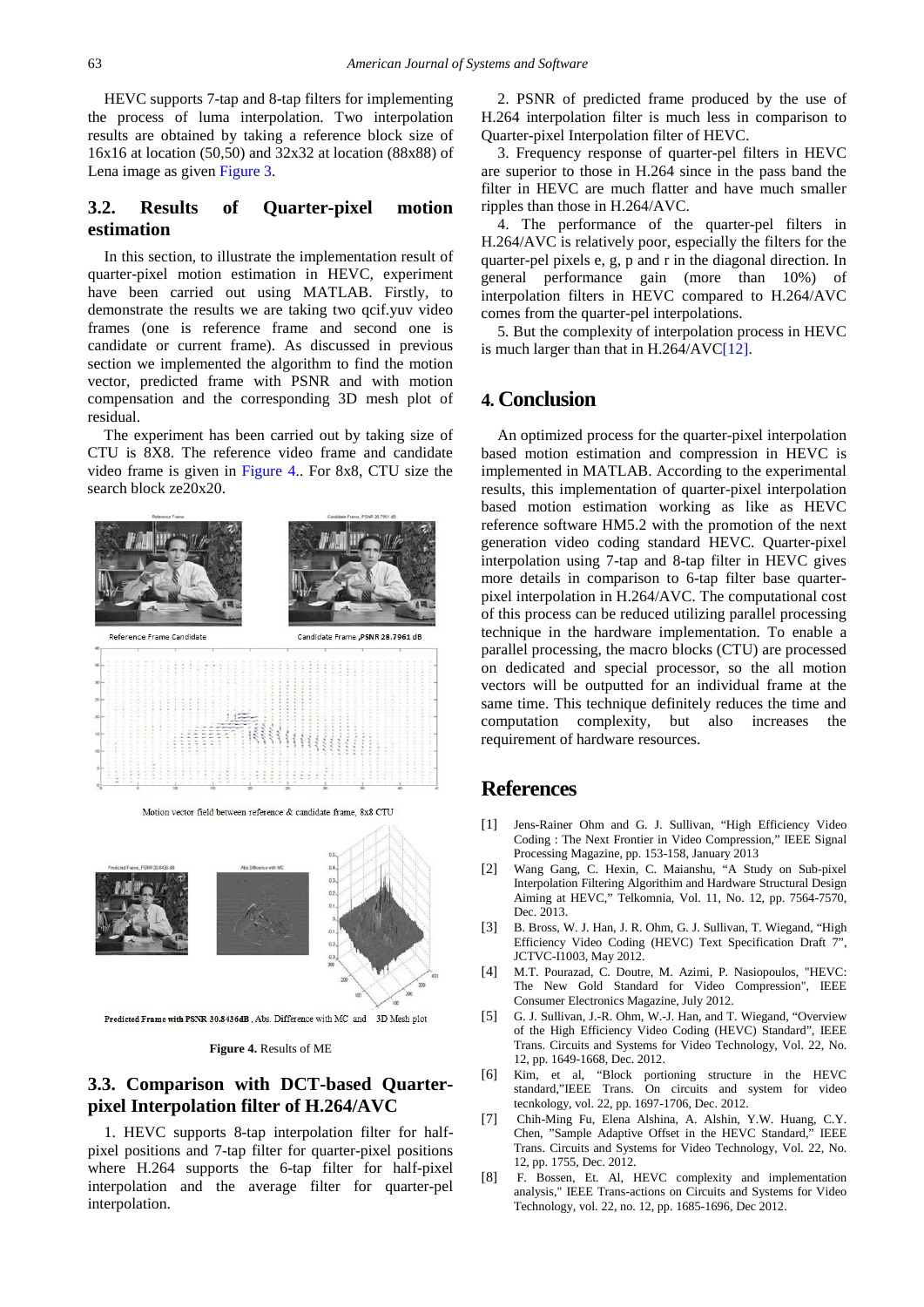HEVC supports 7-tap and 8-tap filters for implementing the process of luma interpolation. Two interpolation results are obtained by taking a reference block size of 16x16 at location (50,50) and 32x32 at location (88x88) of Lena image as given Figure 3.

## 3.2. Results of Quarter-pixel motion estimation

In this section, to illustrate the implementation result of quarter-pixel motion estimation in HEVC, experiment have been carried out using MATLAB. Firstly, to demonstrate the results we are taking two qcif.yuv video frames (one is reference frame and second one is candidate or current frame). As discussed in previous section we implemented the algorithm to find the motion vector, predicted frame with PSNR and with motion compensation and the corresponding 3D mesh plot of residual.

The experiment has been carried out by taking size of CTU is 8X8. The reference video frame and candidate video frame is given in Figure 4.. For 8x8, CTU size the search block ze20x20.

Reference Frame Candidate     Candidate Frame ,PSNR 28.7961 dB

Motion vector field between reference & candidate frame, 8x8 CTU

Predicted Frame with PSNR 30.8436dB , Abs. Difference with MC and 3D Mesh plot

**Figure 4.** Results of ME

## 3.3. Comparison with DCT-based Quarter-pixel Interpolation filter of H.264/AVC

1. HEVC supports 8-tap interpolation filter for half-pixel positions and 7-tap filter for quarter-pixel positions where H.264 supports the 6-tap filter for half-pixel interpolation and the average filter for quarter-pel interpolation.

2. PSNR of predicted frame produced by the use of H.264 interpolation filter is much less in comparison to Quarter-pixel Interpolation filter of HEVC.

3. Frequency response of quarter-pel filters in HEVC are superior to those in H.264 since in the pass band the filter in HEVC are much flatter and have much smaller ripples than those in H.264/AVC.

4. The performance of the quarter-pel filters in H.264/AVC is relatively poor, especially the filters for the quarter-pel pixels e, g, p and r in the diagonal direction. In general performance gain (more than 10%) of interpolation filters in HEVC compared to H.264/AVC comes from the quarter-pel interpolations.

5. But the complexity of interpolation process in HEVC is much larger than that in H.264/AVC[12].

# 4. Conclusion

An optimized process for the quarter-pixel interpolation based motion estimation and compression in HEVC is implemented in MATLAB. According to the experimental results, this implementation of quarter-pixel interpolation based motion estimation working as like as HEVC reference software HM5.2 with the promotion of the next generation video coding standard HEVC. Quarter-pixel interpolation using 7-tap and 8-tap filter in HEVC gives more details in comparison to 6-tap filter base quarter-pixel interpolation in H.264/AVC. The computational cost of this process can be reduced utilizing parallel processing technique in the hardware implementation. To enable a parallel processing, the macro blocks (CTU) are processed on dedicated and special processor, so the all motion vectors will be outputted for an individual frame at the same time. This technique definitely reduces the time and computation complexity, but also increases the requirement of hardware resources.

# References

[1] Jens-Rainer Ohm and G. J. Sullivan, "High Efficiency Video Coding : The Next Frontier in Video Compression," IEEE Signal Processing Magazine, pp. 153-158, January 2013

[2] Wang Gang, C. Hexin, C. Maianshu, "A Study on Sub-pixel Interpolation Filtering Algorithim and Hardware Structural Design Aiming at HEVC," Telkomnia, Vol. 11, No. 12, pp. 7564-7570, Dec. 2013.

[3] B. Bross, W. J. Han, J. R. Ohm, G. J. Sullivan, T. Wiegand, "High Efficiency Video Coding (HEVC) Text Specification Draft 7", JCTVC-I1003, May 2012.

[4] M.T. Pourazad, C. Doutre, M. Azimi, P. Nasiopoulos, "HEVC: The New Gold Standard for Video Compression", IEEE Consumer Electronics Magazine, July 2012.

[5] G. J. Sullivan, J.-R. Ohm, W.-J. Han, and T. Wiegand, "Overview of the High Efficiency Video Coding (HEVC) Standard", IEEE Trans. Circuits and Systems for Video Technology, Vol. 22, No. 12, pp. 1649-1668, Dec. 2012.

[6] Kim, et al, "Block portioning structure in the HEVC standard,"IEEE Trans. On circuits and system for video tecnkology, vol. 22, pp. 1697-1706, Dec. 2012.

[7] Chih-Ming Fu, Elena Alshina, A. Alshin, Y.W. Huang, C.Y. Chen, "Sample Adaptive Offset in the HEVC Standard," IEEE Trans. Circuits and Systems for Video Technology, Vol. 22, No. 12, pp. 1755, Dec. 2012.

[8] F. Bossen, Et. Al, HEVC complexity and implementation analysis," IEEE Trans-actions on Circuits and Systems for Video Technology, vol. 22, no. 12, pp. 1685-1696, Dec 2012.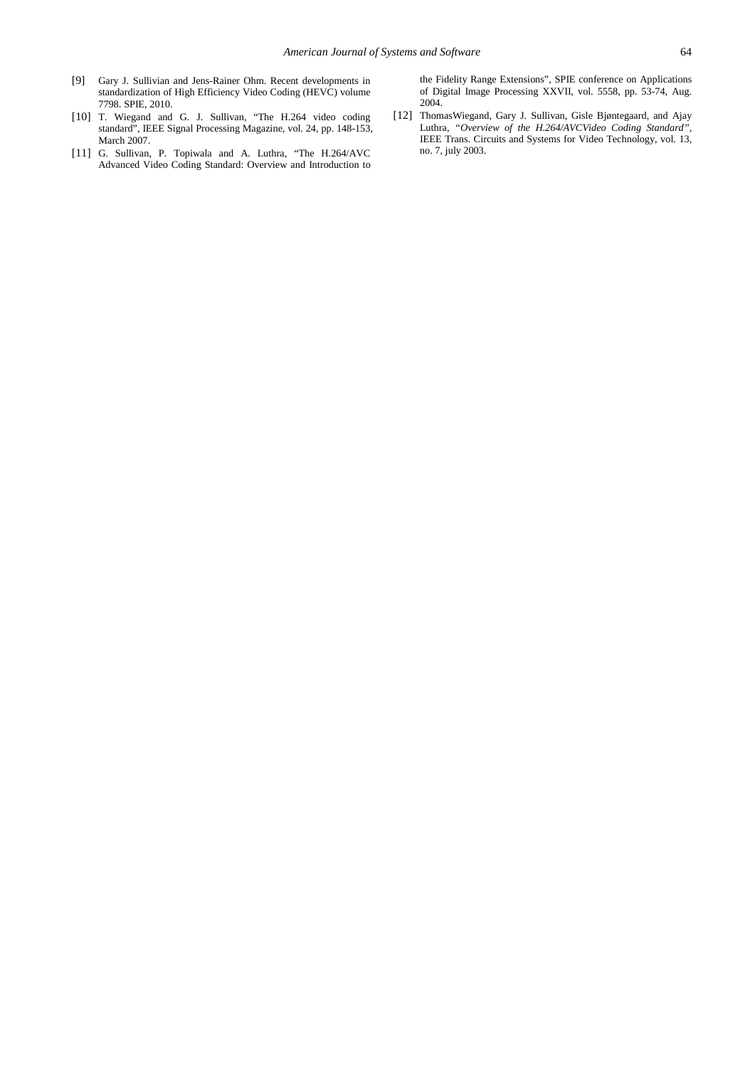[9] Gary J. Sullivian and Jens-Rainer Ohm. Recent developments in standardization of High Efficiency Video Coding (HEVC) volume 7798. SPIE, 2010.

[10] T. Wiegand and G. J. Sullivan, "The H.264 video coding standard", IEEE Signal Processing Magazine, vol. 24, pp. 148-153, March 2007.

[11] G. Sullivan, P. Topiwala and A. Luthra, "The H.264/AVC Advanced Video Coding Standard: Overview and Introduction to the Fidelity Range Extensions", SPIE conference on Applications of Digital Image Processing XXVII, vol. 5558, pp. 53-74, Aug. 2004.

[12] ThomasWiegand, Gary J. Sullivan, Gisle Bjøntegaard, and Ajay Luthra, *"Overview of the H.264/AVCVideo Coding Standard"*, IEEE Trans. Circuits and Systems for Video Technology, vol. 13, no. 7, july 2003.